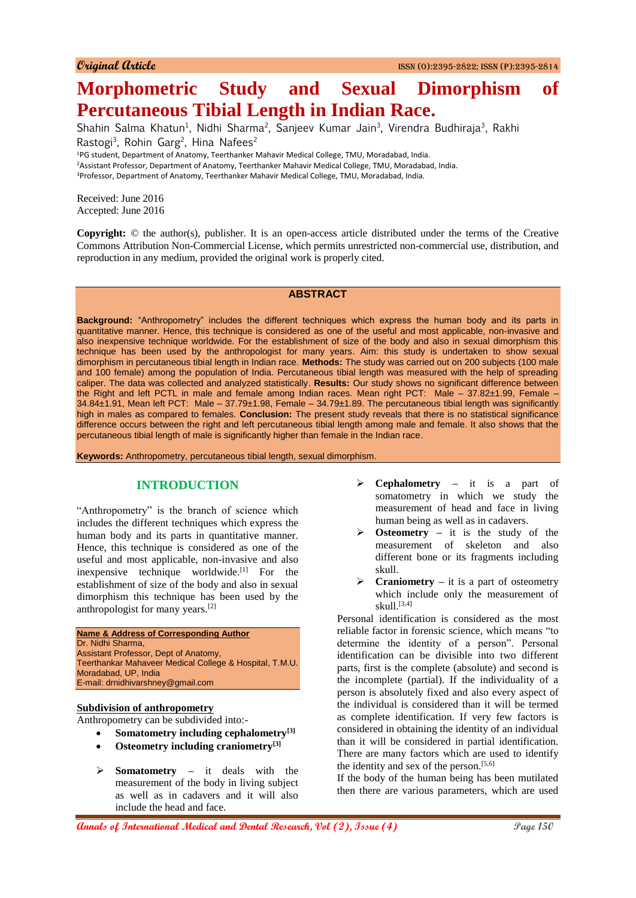Original Article

ISSN (O):2395-2822; ISSN (P):2395-2814

# Morphometric Study and Sexual Dimorphism of Percutaneous Tibial Length in Indian Race.

Shahin Salma Khatun[1], Nidhi Sharma[2], Sanjeev Kumar Jain[3], Virendra Budhiraja[3], Rakhi Rastogi[3], Rohin Garg[2], Hina Nafees[2]

[1]PG student, Department of Anatomy, Teerthanker Mahavir Medical College, TMU, Moradabad, India.
[2]Assistant Professor, Department of Anatomy, Teerthanker Mahavir Medical College, TMU, Moradabad, India.
[3]Professor, Department of Anatomy, Teerthanker Mahavir Medical College, TMU, Moradabad, India.

Received: June 2016
Accepted: June 2016

**Copyright:** © the author(s), publisher. It is an open-access article distributed under the terms of the Creative Commons Attribution Non-Commercial License, which permits unrestricted non-commercial use, distribution, and reproduction in any medium, provided the original work is properly cited.

## ABSTRACT

**Background:** "Anthropometry" includes the different techniques which express the human body and its parts in quantitative manner. Hence, this technique is considered as one of the useful and most applicable, non-invasive and also inexpensive technique worldwide. For the establishment of size of the body and also in sexual dimorphism this technique has been used by the anthropologist for many years. Aim: this study is undertaken to show sexual dimorphism in percutaneous tibial length in Indian race. **Methods:** The study was carried out on 200 subjects (100 male and 100 female) among the population of India. Percutaneous tibial length was measured with the help of spreading caliper. The data was collected and analyzed statistically. **Results:** Our study shows no significant difference between the Right and left PCTL in male and female among Indian races. Mean right PCT: Male – 37.82±1.99, Female – 34.84±1.91, Mean left PCT: Male – 37.79±1.98, Female – 34.79±1.89. The percutaneous tibial length was significantly high in males as compared to females. **Conclusion:** The present study reveals that there is no statistical significance difference occurs between the right and left percutaneous tibial length among male and female. It also shows that the percutaneous tibial length of male is significantly higher than female in the Indian race.

**Keywords:** Anthropometry, percutaneous tibial length, sexual dimorphism.

## INTRODUCTION

"Anthropometry" is the branch of science which includes the different techniques which express the human body and its parts in quantitative manner. Hence, this technique is considered as one of the useful and most applicable, non-invasive and also inexpensive technique worldwide.[1] For the establishment of size of the body and also in sexual dimorphism this technique has been used by the anthropologist for many years.[2]

**Name & Address of Corresponding Author**
Dr. Nidhi Sharma,
Assistant Professor, Dept of Anatomy,
Teerthankar Mahaveer Medical College & Hospital, T.M.U.
Moradabad, UP, India
E-mail: drnidhivarshney@gmail.com

**Subdivision of anthropometry**

Anthropometry can be subdivided into:-

- **Somatometry including cephalometry[3]**
- **Osteometry including craniometry[3]**

- **Somatometry** – it deals with the measurement of the body in living subject as well as in cadavers and it will also include the head and face.
- **Cephalometry** – it is a part of somatometry in which we study the measurement of head and face in living human being as well as in cadavers.
- **Osteometry** – it is the study of the measurement of skeleton and also different bone or its fragments including skull.
- **Craniometry** – it is a part of osteometry which include only the measurement of skull.[3,4]

Personal identification is considered as the most reliable factor in forensic science, which means "to determine the identity of a person". Personal identification can be divisible into two different parts, first is the complete (absolute) and second is the incomplete (partial). If the individuality of a person is absolutely fixed and also every aspect of the individual is considered than it will be termed as complete identification. If very few factors is considered in obtaining the identity of an individual than it will be considered in partial identification. There are many factors which are used to identify the identity and sex of the person.[5,6]

If the body of the human being has been mutilated then there are various parameters, which are used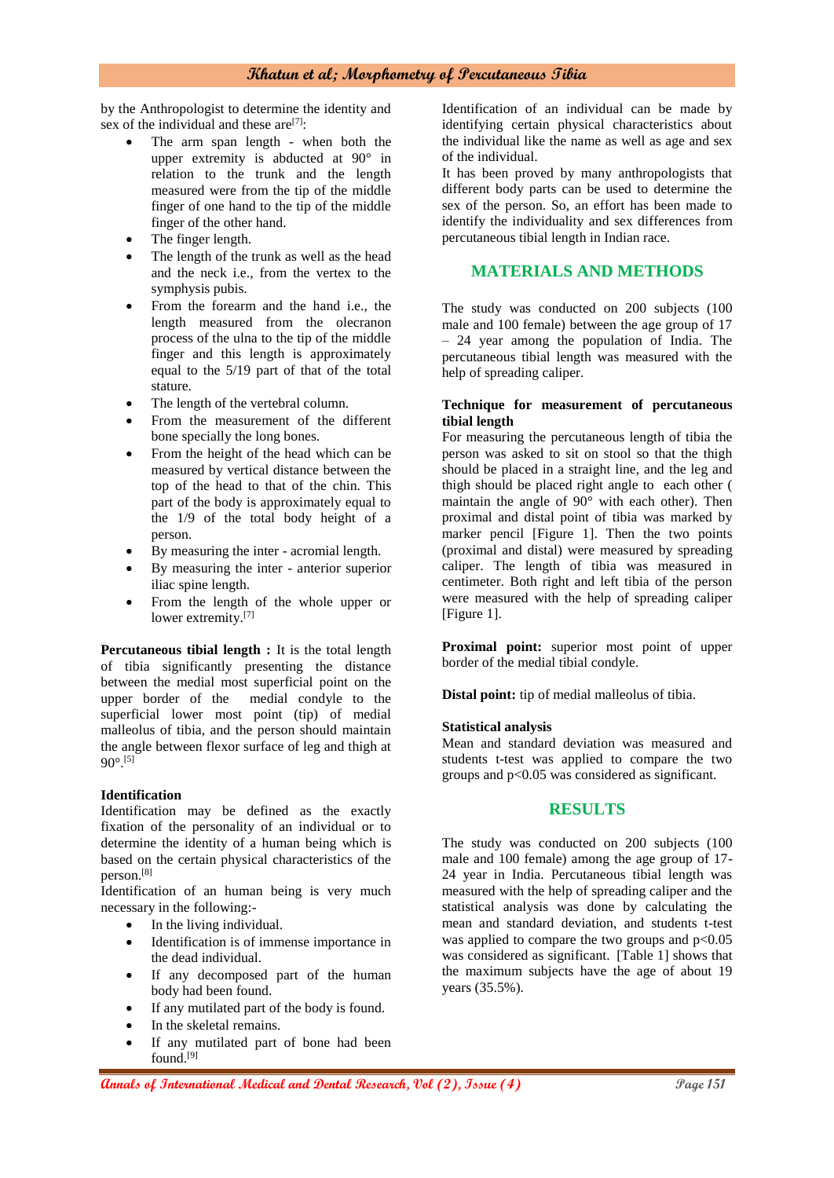by the Anthropologist to determine the identity and sex of the individual and these are[7]:

- The arm span length - when both the upper extremity is abducted at 90° in relation to the trunk and the length measured were from the tip of the middle finger of one hand to the tip of the middle finger of the other hand.
- The finger length.
- The length of the trunk as well as the head and the neck i.e., from the vertex to the symphysis pubis.
- From the forearm and the hand i.e., the length measured from the olecranon process of the ulna to the tip of the middle finger and this length is approximately equal to the 5/19 part of that of the total stature.
- The length of the vertebral column.
- From the measurement of the different bone specially the long bones.
- From the height of the head which can be measured by vertical distance between the top of the head to that of the chin. This part of the body is approximately equal to the 1/9 of the total body height of a person.
- By measuring the inter - acromial length.
- By measuring the inter - anterior superior iliac spine length.
- From the length of the whole upper or lower extremity.[7]

**Percutaneous tibial length :** It is the total length of tibia significantly presenting the distance between the medial most superficial point on the upper border of the medial condyle to the superficial lower most point (tip) of medial malleolus of tibia, and the person should maintain the angle between flexor surface of leg and thigh at 90°.[5]

**Identification**

Identification may be defined as the exactly fixation of the personality of an individual or to determine the identity of a human being which is based on the certain physical characteristics of the person.[8]

Identification of an human being is very much necessary in the following:-

- In the living individual.
- Identification is of immense importance in the dead individual.
- If any decomposed part of the human body had been found.
- If any mutilated part of the body is found.
- In the skeletal remains.
- If any mutilated part of bone had been found.[9]

Identification of an individual can be made by identifying certain physical characteristics about the individual like the name as well as age and sex of the individual.

It has been proved by many anthropologists that different body parts can be used to determine the sex of the person. So, an effort has been made to identify the individuality and sex differences from percutaneous tibial length in Indian race.

## MATERIALS AND METHODS

The study was conducted on 200 subjects (100 male and 100 female) between the age group of 17 – 24 year among the population of India. The percutaneous tibial length was measured with the help of spreading caliper.

**Technique for measurement of percutaneous tibial length**

For measuring the percutaneous length of tibia the person was asked to sit on stool so that the thigh should be placed in a straight line, and the leg and thigh should be placed right angle to each other ( maintain the angle of 90° with each other). Then proximal and distal point of tibia was marked by marker pencil [Figure 1]. Then the two points (proximal and distal) were measured by spreading caliper. The length of tibia was measured in centimeter. Both right and left tibia of the person were measured with the help of spreading caliper [Figure 1].

**Proximal point:** superior most point of upper border of the medial tibial condyle.

**Distal point:** tip of medial malleolus of tibia.

**Statistical analysis**

Mean and standard deviation was measured and students t-test was applied to compare the two groups and $p<0.05$ was considered as significant.

## RESULTS

The study was conducted on 200 subjects (100 male and 100 female) among the age group of 17-24 year in India. Percutaneous tibial length was measured with the help of spreading caliper and the statistical analysis was done by calculating the mean and standard deviation, and students t-test was applied to compare the two groups and $p<0.05$ was considered as significant. [Table 1] shows that the maximum subjects have the age of about 19 years (35.5%).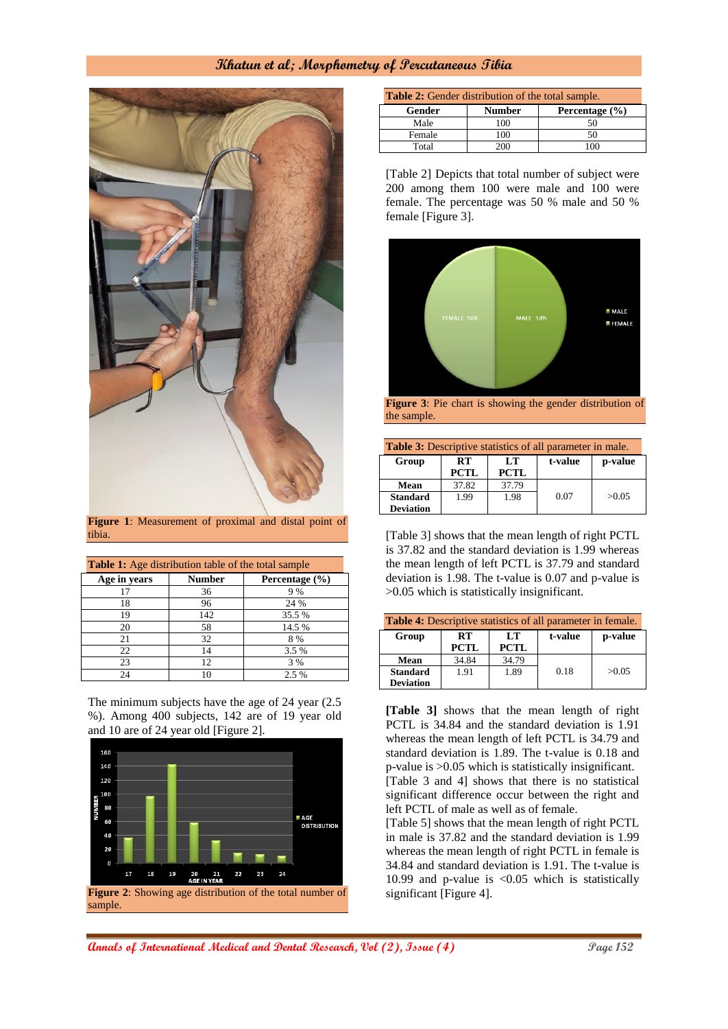Figure 1: Measurement of proximal and distal point of tibia.

**Table 1:** Age distribution table of the total sample

| Age in years | Number | Percentage (%) |
|---|---|---|
| 17 | 36 | 9 % |
| 18 | 96 | 24 % |
| 19 | 142 | 35.5 % |
| 20 | 58 | 14.5 % |
| 21 | 32 | 8 % |
| 22 | 14 | 3.5 % |
| 23 | 12 | 3 % |
| 24 | 10 | 2.5 % |

The minimum subjects have the age of 24 year (2.5 %). Among 400 subjects, 142 are of 19 year old and 10 are of 24 year old [Figure 2].

**Figure 2**: Showing age distribution of the total number of sample.

**Table 2:** Gender distribution of the total sample.

| Gender | Number | Percentage (%) |
|---|---|---|
| Male | 100 | 50 |
| Female | 100 | 50 |
| Total | 200 | 100 |

[Table 2] Depicts that total number of subject were 200 among them 100 were male and 100 were female. The percentage was 50 % male and 50 % female [Figure 3].

**Figure 3**: Pie chart is showing the gender distribution of the sample.

**Table 3:** Descriptive statistics of all parameter in male.

| Group | RT PCTL | LT PCTL | t-value | p-value |
|---|---|---|---|---|
| Mean | 37.82 | 37.79 | 0.07 | >0.05 |
| Standard Deviation | 1.99 | 1.98 | | |

[Table 3] shows that the mean length of right PCTL is 37.82 and the standard deviation is 1.99 whereas the mean length of left PCTL is 37.79 and standard deviation is 1.98. The t-value is 0.07 and p-value is >0.05 which is statistically insignificant.

**Table 4:** Descriptive statistics of all parameter in female.

| Group | RT PCTL | LT PCTL | t-value | p-value |
|---|---|---|---|---|
| Mean | 34.84 | 34.79 | 0.18 | >0.05 |
| Standard Deviation | 1.91 | 1.89 | | |

**[Table 3]** shows that the mean length of right PCTL is 34.84 and the standard deviation is 1.91 whereas the mean length of left PCTL is 34.79 and standard deviation is 1.89. The t-value is 0.18 and p-value is >0.05 which is statistically insignificant.

[Table 3 and 4] shows that there is no statistical significant difference occur between the right and left PCTL of male as well as of female.

[Table 5] shows that the mean length of right PCTL in male is 37.82 and the standard deviation is 1.99 whereas the mean length of right PCTL in female is 34.84 and standard deviation is 1.91. The t-value is 10.99 and p-value is <0.05 which is statistically significant [Figure 4].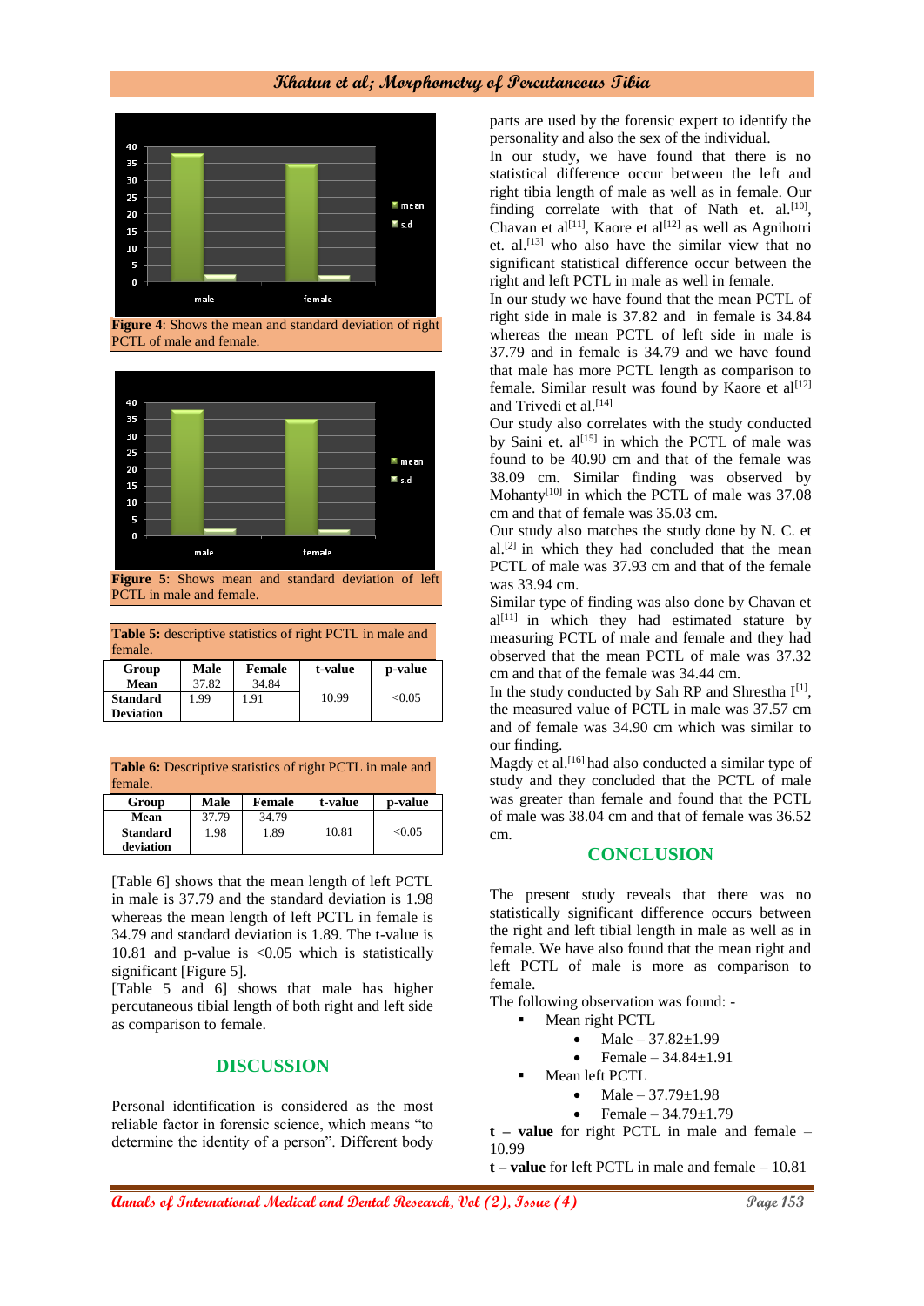**Figure 4**: Shows the mean and standard deviation of right PCTL of male and female.

**Figure 5**: Shows mean and standard deviation of left PCTL in male and female.

**Table 5:** descriptive statistics of right PCTL in male and female.

| Group | Male | Female | t-value | p-value |
|---|---|---|---|---|
| Mean | 37.82 | 34.84 | 10.99 | <0.05 |
| Standard Deviation | 1.99 | 1.91 | | |

**Table 6:** Descriptive statistics of right PCTL in male and female.

| Group | Male | Female | t-value | p-value |
|---|---|---|---|---|
| Mean | 37.79 | 34.79 | 10.81 | <0.05 |
| Standard deviation | 1.98 | 1.89 | | |

[Table 6] shows that the mean length of left PCTL in male is 37.79 and the standard deviation is 1.98 whereas the mean length of left PCTL in female is 34.79 and standard deviation is 1.89. The t-value is 10.81 and p-value is <0.05 which is statistically significant [Figure 5].

[Table 5 and 6] shows that male has higher percutaneous tibial length of both right and left side as comparison to female.

## DISCUSSION

Personal identification is considered as the most reliable factor in forensic science, which means "to determine the identity of a person". Different body parts are used by the forensic expert to identify the personality and also the sex of the individual.

In our study, we have found that there is no statistical difference occur between the left and right tibia length of male as well as in female. Our finding correlate with that of Nath et. al.[10], Chavan et al[11], Kaore et al[12] as well as Agnihotri et. al.[13] who also have the similar view that no significant statistical difference occur between the right and left PCTL in male as well in female.

In our study we have found that the mean PCTL of right side in male is 37.82 and in female is 34.84 whereas the mean PCTL of left side in male is 37.79 and in female is 34.79 and we have found that male has more PCTL length as comparison to female. Similar result was found by Kaore et al[12] and Trivedi et al.[14]

Our study also correlates with the study conducted by Saini et. al[15] in which the PCTL of male was found to be 40.90 cm and that of the female was 38.09 cm. Similar finding was observed by Mohanty[10] in which the PCTL of male was 37.08 cm and that of female was 35.03 cm.

Our study also matches the study done by N. C. et al.[2] in which they had concluded that the mean PCTL of male was 37.93 cm and that of the female was 33.94 cm.

Similar type of finding was also done by Chavan et al[11] in which they had estimated stature by measuring PCTL of male and female and they had observed that the mean PCTL of male was 37.32 cm and that of the female was 34.44 cm.

In the study conducted by Sah RP and Shrestha I[1], the measured value of PCTL in male was 37.57 cm and of female was 34.90 cm which was similar to our finding.

Magdy et al.[16] had also conducted a similar type of study and they concluded that the PCTL of male was greater than female and found that the PCTL of male was 38.04 cm and that of female was 36.52 cm.

## CONCLUSION

The present study reveals that there was no statistically significant difference occurs between the right and left tibial length in male as well as in female. We have also found that the mean right and left PCTL of male is more as comparison to female.

The following observation was found: -

- Mean right PCTL
  - Male – 37.82±1.99
  - Female – 34.84±1.91
- Mean left PCTL
  - Male – 37.79±1.98
  - Female – 34.79±1.79

**t – value** for right PCTL in male and female – 10.99

**t – value** for left PCTL in male and female – 10.81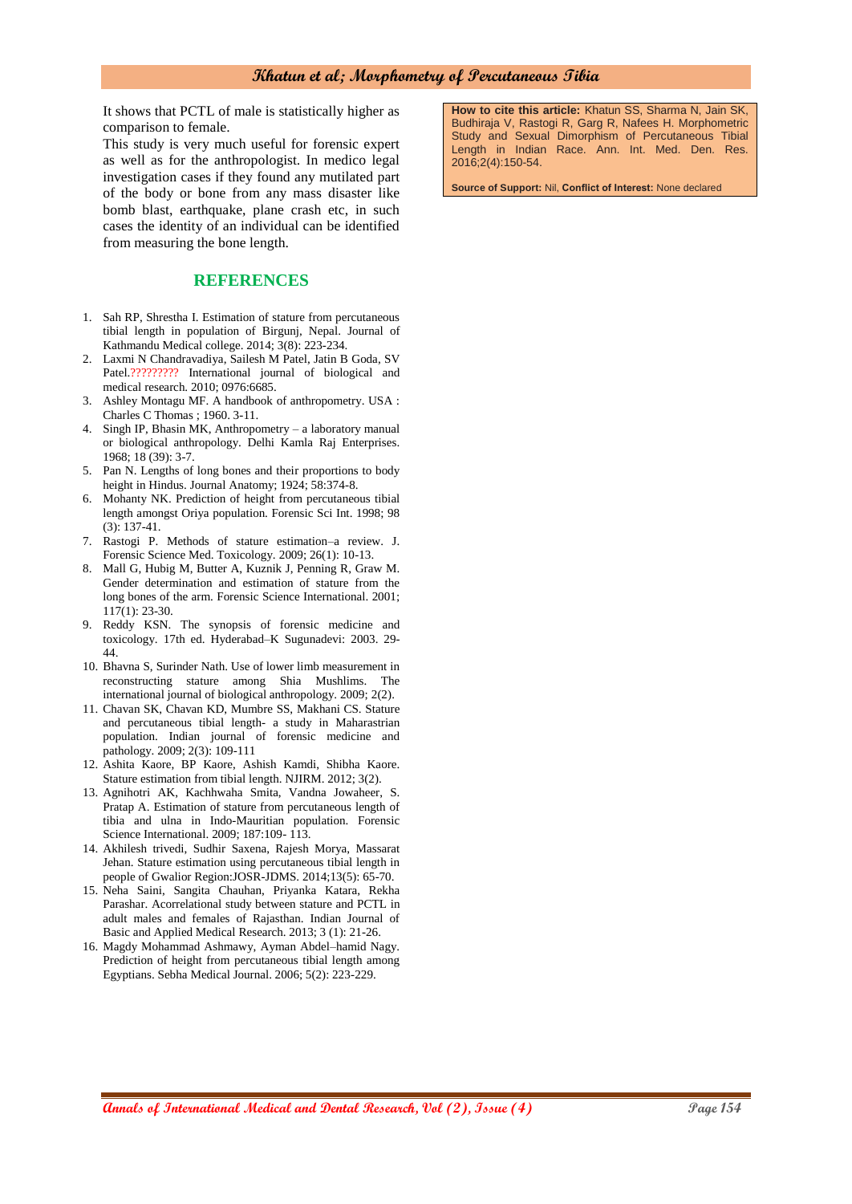It shows that PCTL of male is statistically higher as comparison to female.

This study is very much useful for forensic expert as well as for the anthropologist. In medico legal investigation cases if they found any mutilated part of the body or bone from any mass disaster like bomb blast, earthquake, plane crash etc, in such cases the identity of an individual can be identified from measuring the bone length.

## REFERENCES

1. Sah RP, Shrestha I. Estimation of stature from percutaneous tibial length in population of Birgunj, Nepal. Journal of Kathmandu Medical college. 2014; 3(8): 223-234.
2. Laxmi N Chandravadiya, Sailesh M Patel, Jatin B Goda, SV Patel.????????? International journal of biological and medical research. 2010; 0976:6685.
3. Ashley Montagu MF. A handbook of anthropometry. USA : Charles C Thomas ; 1960. 3-11.
4. Singh IP, Bhasin MK, Anthropometry – a laboratory manual or biological anthropology. Delhi Kamla Raj Enterprises. 1968; 18 (39): 3-7.
5. Pan N. Lengths of long bones and their proportions to body height in Hindus. Journal Anatomy; 1924; 58:374-8.
6. Mohanty NK. Prediction of height from percutaneous tibial length amongst Oriya population. Forensic Sci Int. 1998; 98 (3): 137-41.
7. Rastogi P. Methods of stature estimation–a review. J. Forensic Science Med. Toxicology. 2009; 26(1): 10-13.
8. Mall G, Hubig M, Butter A, Kuznik J, Penning R, Graw M. Gender determination and estimation of stature from the long bones of the arm. Forensic Science International. 2001; 117(1): 23-30.
9. Reddy KSN. The synopsis of forensic medicine and toxicology. 17th ed. Hyderabad–K Sugunadevi: 2003. 29-44.
10. Bhavna S, Surinder Nath. Use of lower limb measurement in reconstructing stature among Shia Mushlims. The international journal of biological anthropology. 2009; 2(2).
11. Chavan SK, Chavan KD, Mumbre SS, Makhani CS. Stature and percutaneous tibial length- a study in Maharastrian population. Indian journal of forensic medicine and pathology. 2009; 2(3): 109-111
12. Ashita Kaore, BP Kaore, Ashish Kamdi, Shibha Kaore. Stature estimation from tibial length. NJIRM. 2012; 3(2).
13. Agnihotri AK, Kachhwaha Smita, Vandna Jowaheer, S. Pratap A. Estimation of stature from percutaneous length of tibia and ulna in Indo-Mauritian population. Forensic Science International. 2009; 187:109- 113.
14. Akhilesh trivedi, Sudhir Saxena, Rajesh Morya, Massarat Jehan. Stature estimation using percutaneous tibial length in people of Gwalior Region:JOSR-JDMS. 2014;13(5): 65-70.
15. Neha Saini, Sangita Chauhan, Priyanka Katara, Rekha Parashar. Acorrelational study between stature and PCTL in adult males and females of Rajasthan. Indian Journal of Basic and Applied Medical Research. 2013; 3 (1): 21-26.
16. Magdy Mohammad Ashmawy, Ayman Abdel–hamid Nagy. Prediction of height from percutaneous tibial length among Egyptians. Sebha Medical Journal. 2006; 5(2): 223-229.

**How to cite this article:** Khatun SS, Sharma N, Jain SK, Budhiraja V, Rastogi R, Garg R, Nafees H. Morphometric Study and Sexual Dimorphism of Percutaneous Tibial Length in Indian Race. Ann. Int. Med. Den. Res. 2016;2(4):150-54.

**Source of Support:** Nil, **Conflict of Interest:** None declared